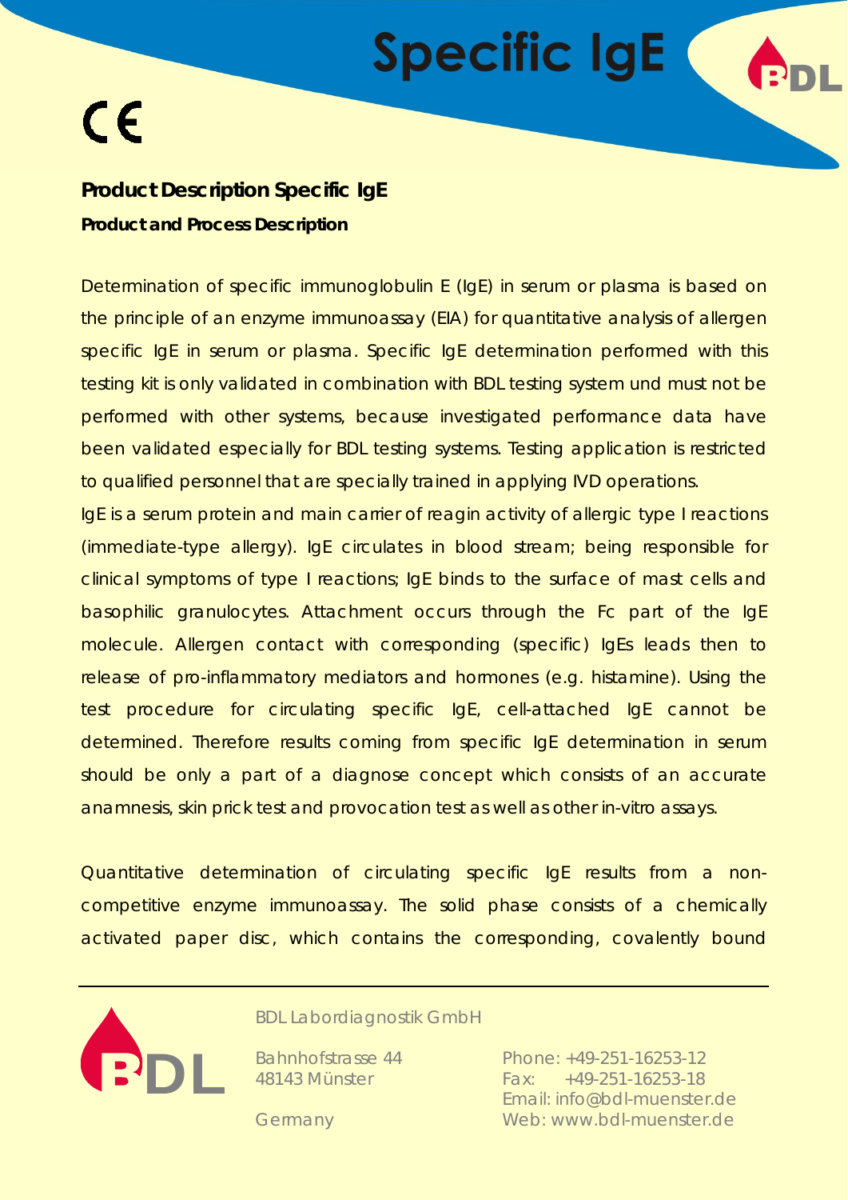# Specific IgE

# Product Description Specific IgE

**Product and Process Description**

Determination of specific immunoglobulin E (IgE) in serum or plasma is based on the principle of an enzyme immunoassay (EIA) for quantitative analysis of allergen specific IgE in serum or plasma. Specific IgE determination performed with this testing kit is only validated in combination with BDL testing system und must not be performed with other systems, because investigated performance data have been validated especially for BDL testing systems. Testing application is restricted to qualified personnel that are specially trained in applying IVD operations.

IgE is a serum protein and main carrier of reagin activity of allergic type I reactions (immediate-type allergy). IgE circulates in blood stream; being responsible for clinical symptoms of type I reactions; IgE binds to the surface of mast cells and basophilic granulocytes. Attachment occurs through the Fc part of the IgE molecule. Allergen contact with corresponding (specific) IgEs leads then to release of pro-inflammatory mediators and hormones (e.g. histamine). Using the test procedure for circulating specific IgE, cell-attached IgE cannot be determined. Therefore results coming from specific IgE determination in serum should be only a part of a diagnose concept which consists of an accurate anamnesis, skin prick test and provocation test as well as other in-vitro assays.

Quantitative determination of circulating specific IgE results from a non-competitive enzyme immunoassay. The solid phase consists of a chemically activated paper disc, which contains the corresponding, covalently bound

BDL Labordiagnostik GmbH

Bahnhofstrasse 44
48143 Münster

Germany

Phone: +49-251-16253-12
Fax: +49-251-16253-18
Email: info@bdl-muenster.de
Web: www.bdl-muenster.de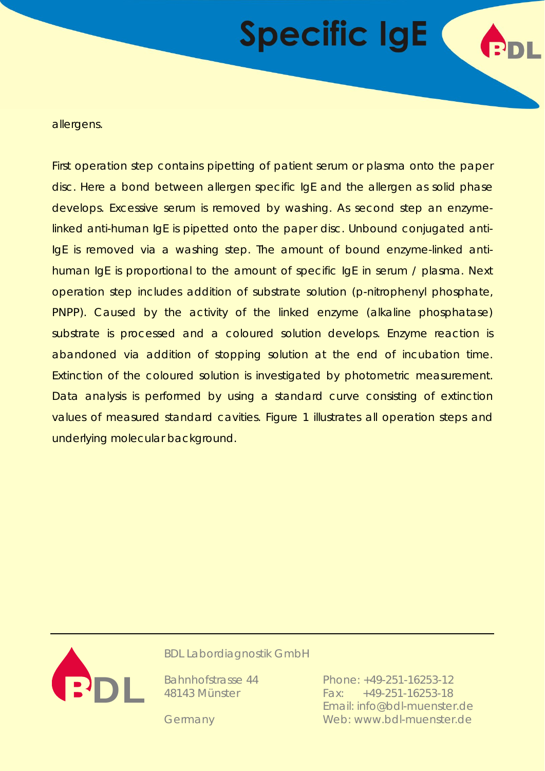allergens.

First operation step contains pipetting of patient serum or plasma onto the paper disc. Here a bond between allergen specific IgE and the allergen as solid phase develops. Excessive serum is removed by washing. As second step an enzyme-linked anti-human IgE is pipetted onto the paper disc. Unbound conjugated anti-IgE is removed via a washing step. The amount of bound enzyme-linked anti-human IgE is proportional to the amount of specific IgE in serum / plasma. Next operation step includes addition of substrate solution (p-nitrophenyl phosphate, PNPP). Caused by the activity of the linked enzyme (alkaline phosphatase) substrate is processed and a coloured solution develops. Enzyme reaction is abandoned via addition of stopping solution at the end of incubation time. Extinction of the coloured solution is investigated by photometric measurement. Data analysis is performed by using a standard curve consisting of extinction values of measured standard cavities. Figure 1 illustrates all operation steps and underlying molecular background.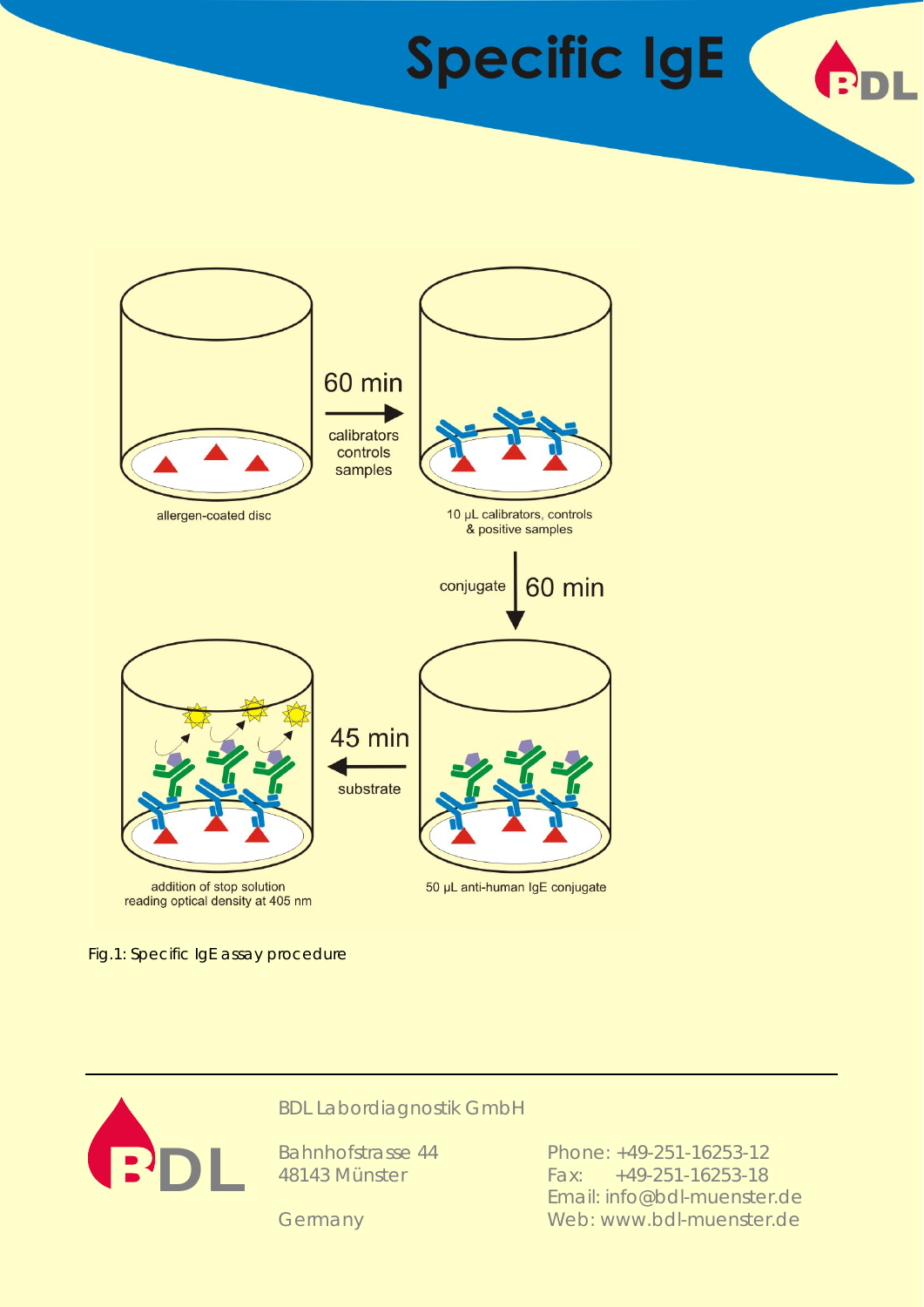# Specific IgE

60 min

calibrators
controls
samples

allergen-coated disc

10 µL calibrators, controls
& positive samples

conjugate

60 min

45 min

substrate

addition of stop solution
reading optical density at 405 nm

50 µL anti-human IgE conjugate

Fig.1: Specific IgE assay procedure

---

BDL Labordiagnostik GmbH

Bahnhofstrasse 44
48143 Münster

Germany

Phone: +49-251-16253-12
Fax: +49-251-16253-18
Email: info@bdl-muenster.de
Web: www.bdl-muenster.de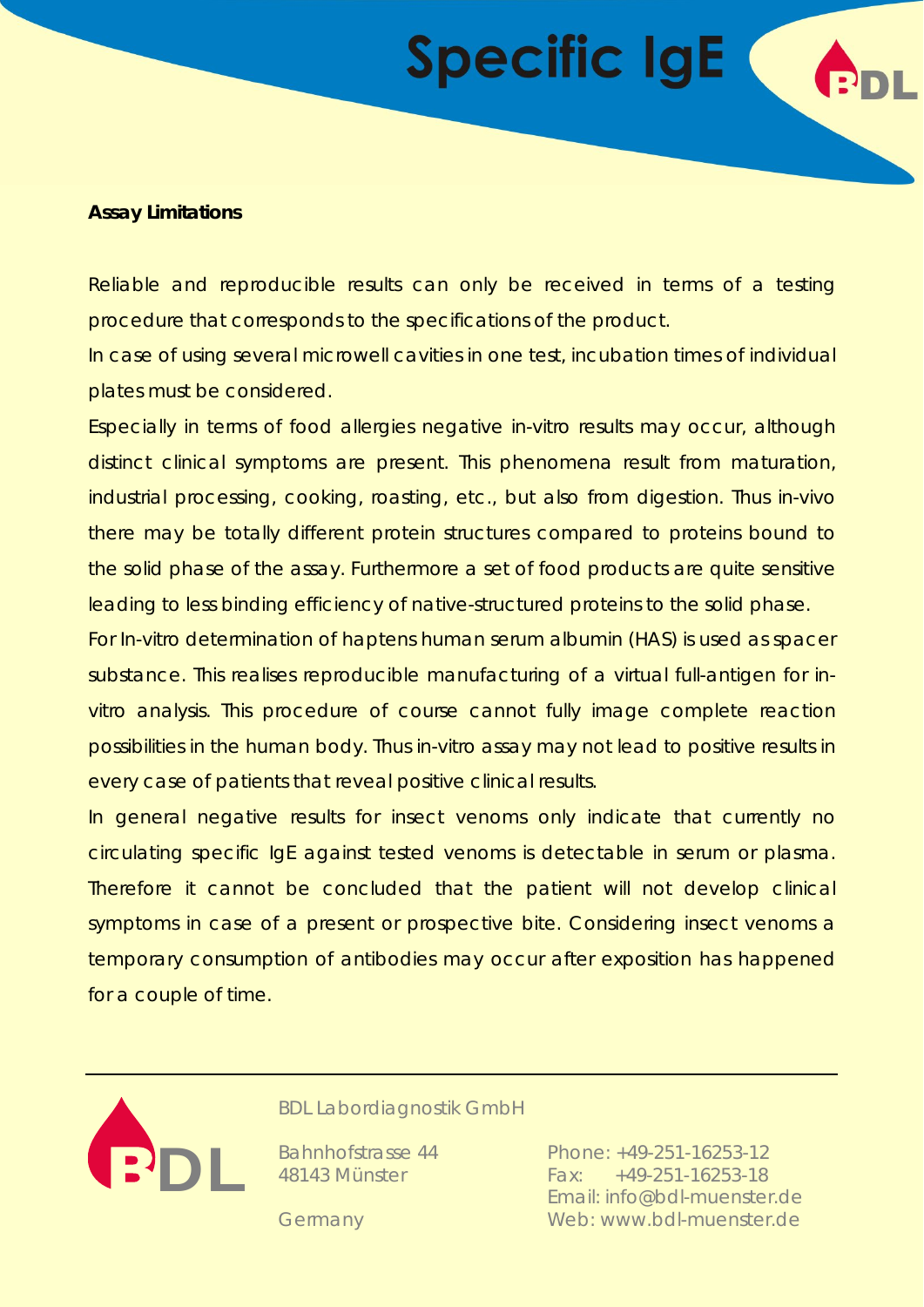**Assay Limitations**

Reliable and reproducible results can only be received in terms of a testing procedure that corresponds to the specifications of the product.
In case of using several microwell cavities in one test, incubation times of individual plates must be considered.
Especially in terms of food allergies negative in-vitro results may occur, although distinct clinical symptoms are present. This phenomena result from maturation, industrial processing, cooking, roasting, etc., but also from digestion. Thus in-vivo there may be totally different protein structures compared to proteins bound to the solid phase of the assay. Furthermore a set of food products are quite sensitive leading to less binding efficiency of native-structured proteins to the solid phase.
For In-vitro determination of haptens human serum albumin (HAS) is used as spacer substance. This realises reproducible manufacturing of a virtual full-antigen for in-vitro analysis. This procedure of course cannot fully image complete reaction possibilities in the human body. Thus in-vitro assay may not lead to positive results in every case of patients that reveal positive clinical results.
In general negative results for insect venoms only indicate that currently no circulating specific IgE against tested venoms is detectable in serum or plasma. Therefore it cannot be concluded that the patient will not develop clinical symptoms in case of a present or prospective bite. Considering insect venoms a temporary consumption of antibodies may occur after exposition has happened for a couple of time.

BDL Labordiagnostik GmbH

Bahnhofstrasse 44
48143 Münster

Germany

Phone: +49-251-16253-12
Fax: +49-251-16253-18
Email: info@bdl-muenster.de
Web: www.bdl-muenster.de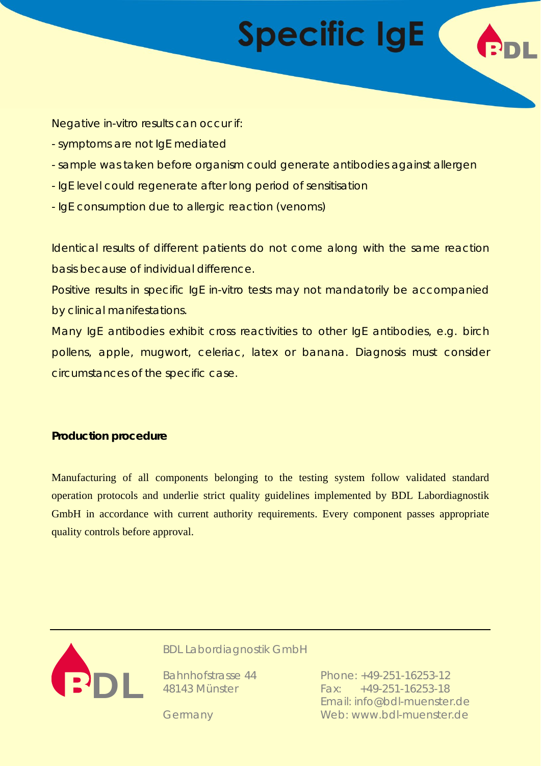Negative in-vitro results can occur if:

- symptoms are not IgE mediated
- sample was taken before organism could generate antibodies against allergen
- IgE level could regenerate after long period of sensitisation
- IgE consumption due to allergic reaction (venoms)

Identical results of different patients do not come along with the same reaction basis because of individual difference.

Positive results in specific IgE in-vitro tests may not mandatorily be accompanied by clinical manifestations.

Many IgE antibodies exhibit cross reactivities to other IgE antibodies, e.g. birch pollens, apple, mugwort, celeriac, latex or banana. Diagnosis must consider circumstances of the specific case.

**Production procedure**

Manufacturing of all components belonging to the testing system follow validated standard operation protocols and underlie strict quality guidelines implemented by BDL Labordiagnostik GmbH in accordance with current authority requirements. Every component passes appropriate quality controls before approval.

BDL Labordiagnostik GmbH

Bahnhofstrasse 44
48143 Münster

Germany

Phone: +49-251-16253-12
Fax: +49-251-16253-18
Email: info@bdl-muenster.de
Web: www.bdl-muenster.de